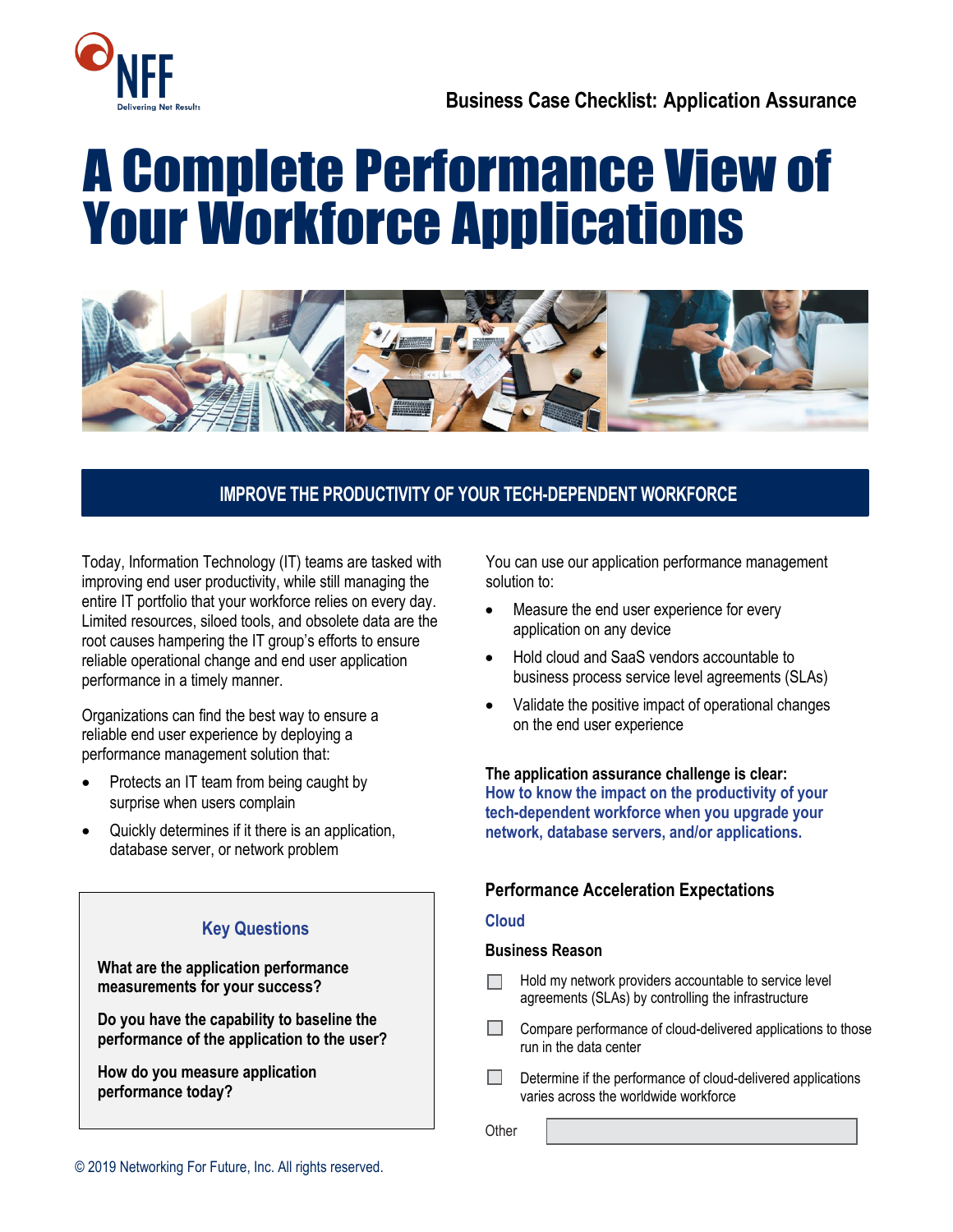Business Case Checklist: Application Assurance

# A Complete Performance View of Your Workforce Applications

## IMPROVE THE PRODUCTIVITY OF YOUR TECH-DEPENDENT WORKFORCE

Today, Information Technology (IT) teams are tasked with improving end user productivity, while still managing the entire IT portfolio that your workforce relies on every day. Limited resources, siloed tools, and obsolete data are the root causes hampering the IT group's efforts to ensure reliable operational change and end user application performance in a timely manner.

Organizations can find the best way to ensure a reliable end user experience by deploying a performance management solution that:

- Protects an IT team from being caught by surprise when users complain
- Quickly determines if it there is an application, database server, or network problem

### Key Questions

**What are the application performance measurements for your success?**

**Do you have the capability to baseline the performance of the application to the user?**

**How do you measure application performance today?**

You can use our application performance management solution to:

- Measure the end user experience for every application on any device
- Hold cloud and SaaS vendors accountable to business process service level agreements (SLAs)
- Validate the positive impact of operational changes on the end user experience

**The application assurance challenge is clear:**
**How to know the impact on the productivity of your tech-dependent workforce when you upgrade your network, database servers, and/or applications.**

### Performance Acceleration Expectations

#### Cloud

**Business Reason**

- ☐ Hold my network providers accountable to service level agreements (SLAs) by controlling the infrastructure
- ☐ Compare performance of cloud-delivered applications to those run in the data center
- ☐ Determine if the performance of cloud-delivered applications varies across the worldwide workforce

Other ____________________

© 2019 Networking For Future, Inc. All rights reserved.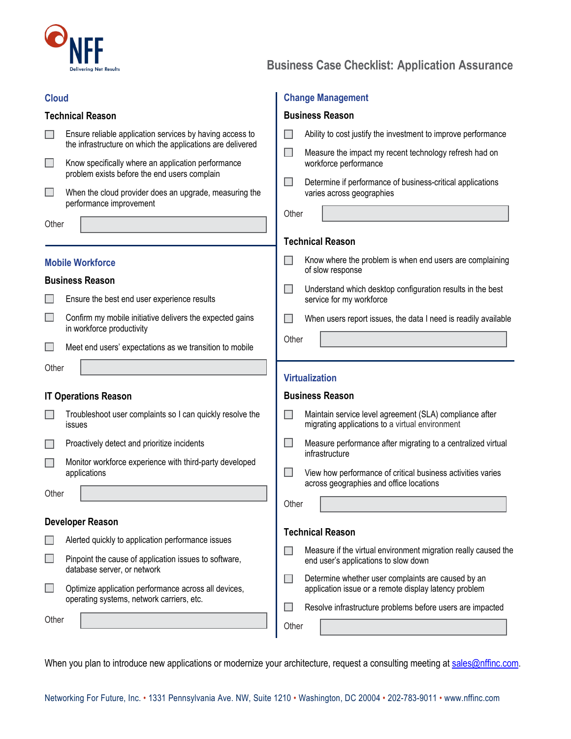NFF

Delivering Net Results

# Business Case Checklist: Application Assurance

## Cloud

### Technical Reason

- [ ] Ensure reliable application services by having access to the infrastructure on which the applications are delivered
- [ ] Know specifically where an application performance problem exists before the end users complain
- [ ] When the cloud provider does an upgrade, measuring the performance improvement

Other

## Mobile Workforce

### Business Reason

- [ ] Ensure the best end user experience results
- [ ] Confirm my mobile initiative delivers the expected gains in workforce productivity
- [ ] Meet end users' expectations as we transition to mobile

Other

### IT Operations Reason

- [ ] Troubleshoot user complaints so I can quickly resolve the issues
- [ ] Proactively detect and prioritize incidents
- [ ] Monitor workforce experience with third-party developed applications

Other

### Developer Reason

- [ ] Alerted quickly to application performance issues
- [ ] Pinpoint the cause of application issues to software, database server, or network
- [ ] Optimize application performance across all devices, operating systems, network carriers, etc.

Other

## Change Management

### Business Reason

- [ ] Ability to cost justify the investment to improve performance
- [ ] Measure the impact my recent technology refresh had on workforce performance
- [ ] Determine if performance of business-critical applications varies across geographies

Other

### Technical Reason

- [ ] Know where the problem is when end users are complaining of slow response
- [ ] Understand which desktop configuration results in the best service for my workforce
- [ ] When users report issues, the data I need is readily available

Other

## Virtualization

### Business Reason

- [ ] Maintain service level agreement (SLA) compliance after migrating applications to a virtual environment
- [ ] Measure performance after migrating to a centralized virtual infrastructure
- [ ] View how performance of critical business activities varies across geographies and office locations

Other

### Technical Reason

- [ ] Measure if the virtual environment migration really caused the end user's applications to slow down
- [ ] Determine whether user complaints are caused by an application issue or a remote display latency problem
- [ ] Resolve infrastructure problems before users are impacted

Other

When you plan to introduce new applications or modernize your architecture, request a consulting meeting at sales@nffinc.com.

Networking For Future, Inc. • 1331 Pennsylvania Ave. NW, Suite 1210 • Washington, DC 20004 • 202-783-9011 • www.nffinc.com